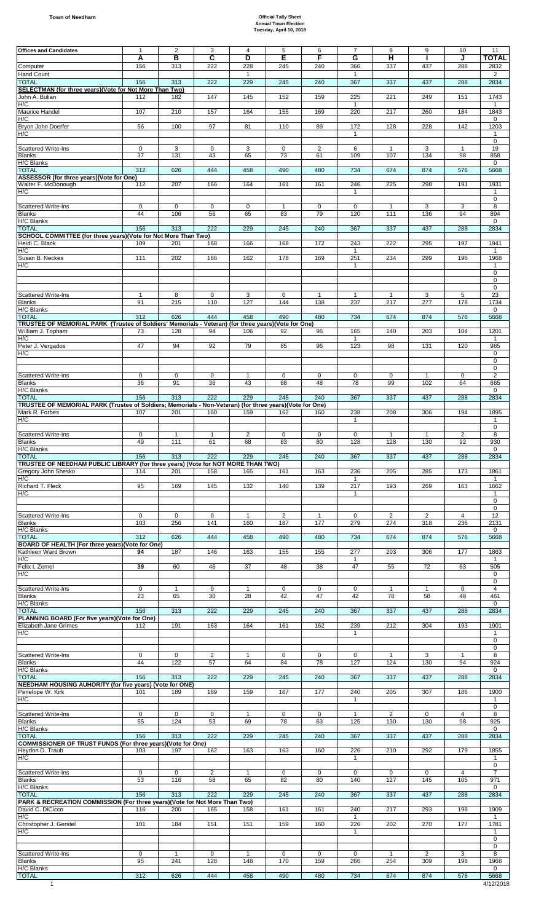**Town of Needham**

**Official Tally Sheet**
**Annual Town Election**
**Tuesday, April 10, 2018**

| Offices and Candidates | 1 | 2 | 3 | 4 | 5 | 6 | 7 | 8 | 9 | 10 | 11 |
|---|---|---|---|---|---|---|---|---|---|---|---|
| | **A** | **B** | **C** | **D** | **E** | **F** | **G** | **H** | **I** | **J** | **TOTAL** |
| Computer | 156 | 313 | 222 | 228 | 245 | 240 | 366 | 337 | 437 | 288 | 2832 |
| Hand Count | | | | 1 | | | 1 | | | | 2 |
| TOTAL | 156 | 313 | 222 | 229 | 245 | 240 | 367 | 337 | 437 | 288 | 2834 |
| **SELECTMAN (for three years)(Vote for Not More Than Two)** | | | | | | | | | | | |
| John A. Bulian | 112 | 182 | 147 | 145 | 152 | 159 | 225 | 221 | 249 | 151 | 1743 |
| H/C | | | | | | | 1 | | | | 1 |
| Maurice Handel | 107 | 210 | 157 | 164 | 155 | 169 | 220 | 217 | 260 | 184 | 1843 |
| H/C | | | | | | | | | | | 0 |
| Bryon John Doerfer | 56 | 100 | 97 | 81 | 110 | 89 | 172 | 128 | 228 | 142 | 1203 |
| H/C | | | | | | | 1 | | | | 1 |
| | | | | | | | | | | | 0 |
| Scattered Write-Ins | 0 | 3 | 0 | 3 | 0 | 2 | 6 | 1 | 3 | 1 | 19 |
| Blanks | 37 | 131 | 43 | 65 | 73 | 61 | 109 | 107 | 134 | 98 | 858 |
| H/C Blanks | | | | | | | | | | | 0 |
| TOTAL | 312 | 626 | 444 | 458 | 490 | 480 | 734 | 674 | 874 | 576 | 5668 |
| **ASSESSOR (for three years)(Vote for One)** | | | | | | | | | | | |
| Walter F. McDonough | 112 | 207 | 166 | 164 | 161 | 161 | 246 | 225 | 298 | 191 | 1931 |
| H/C | | | | | | | 1 | | | | 1 |
| | | | | | | | | | | | 0 |
| Scattered Write-Ins | 0 | 0 | 0 | 0 | 1 | 0 | 0 | 1 | 3 | 3 | 8 |
| Blanks | 44 | 106 | 56 | 65 | 83 | 79 | 120 | 111 | 136 | 94 | 894 |
| H/C Blanks | | | | | | | | | | | 0 |
| TOTAL | 156 | 313 | 222 | 229 | 245 | 240 | 367 | 337 | 437 | 288 | 2834 |
| **SCHOOL COMMITTEE (for three years)(Vote for Not More Than Two)** | | | | | | | | | | | |
| Heidi C. Black | 109 | 201 | 168 | 166 | 168 | 172 | 243 | 222 | 295 | 197 | 1941 |
| H/C | | | | | | | 1 | | | | 1 |
| Susan B. Neckes | 111 | 202 | 166 | 162 | 178 | 169 | 251 | 234 | 299 | 196 | 1968 |
| H/C | | | | | | | 1 | | | | 1 |
| | | | | | | | | | | | 0 |
| | | | | | | | | | | | 0 |
| | | | | | | | | | | | 0 |
| Scattered Write-Ins | 1 | 8 | 0 | 3 | 0 | 1 | 1 | 1 | 3 | 5 | 23 |
| Blanks | 91 | 215 | 110 | 127 | 144 | 138 | 237 | 217 | 277 | 178 | 1734 |
| H/C Blanks | | | | | | | | | | | 0 |
| TOTAL | 312 | 626 | 444 | 458 | 490 | 480 | 734 | 674 | 874 | 576 | 5668 |
| **TRUSTEE OF MEMORIAL PARK (Trustee of Soldiers' Memorials - Veteran) (for three years)(Vote for One)** | | | | | | | | | | | |
| William J. Topham | 73 | 128 | 94 | 106 | 92 | 96 | 165 | 140 | 203 | 104 | 1201 |
| H/C | | | | | | | 1 | | | | 1 |
| Peter J. Vergados | 47 | 94 | 92 | 79 | 85 | 96 | 123 | 98 | 131 | 120 | 965 |
| H/C | | | | | | | | | | | 0 |
| | | | | | | | | | | | 0 |
| | | | | | | | | | | | 0 |
| Scattered Write-Ins | 0 | 0 | 0 | 1 | 0 | 0 | 0 | 0 | 1 | 0 | 2 |
| Blanks | 36 | 91 | 36 | 43 | 68 | 48 | 78 | 99 | 102 | 64 | 665 |
| H/C Blanks | | | | | | | | | | | 0 |
| TOTAL | 156 | 313 | 222 | 229 | 245 | 240 | 367 | 337 | 437 | 288 | 2834 |
| **TRUSTEE OF MEMORIAL PARK (Trustee of Soldiers; Memorials - Non-Veteran) (for three years)(Vote for One)** | | | | | | | | | | | |
| Mark R. Forbes | 107 | 201 | 160 | 159 | 162 | 160 | 238 | 208 | 306 | 194 | 1895 |
| H/C | | | | | | | 1 | | | | 1 |
| | | | | | | | | | | | 0 |
| Scattered Write-Ins | 0 | 1 | 1 | 2 | 0 | 0 | 0 | 1 | 1 | 2 | 8 |
| Blanks | 49 | 111 | 61 | 68 | 83 | 80 | 128 | 128 | 130 | 92 | 930 |
| H/C Blanks | | | | | | | | | | | 0 |
| TOTAL | 156 | 313 | 222 | 229 | 245 | 240 | 367 | 337 | 437 | 288 | 2834 |
| **TRUSTEE OF NEEDHAM PUBLIC LIBRARY (for three years) (Vote for NOT MORE THAN TWO)** | | | | | | | | | | | |
| Gregory John Shesko | 114 | 201 | 158 | 165 | 161 | 163 | 236 | 205 | 285 | 173 | 1861 |
| H/C | | | | | | | 1 | | | | 1 |
| Richard T. Fleck | 95 | 169 | 145 | 132 | 140 | 139 | 217 | 193 | 269 | 163 | 1662 |
| H/C | | | | | | | 1 | | | | 1 |
| | | | | | | | | | | | 0 |
| | | | | | | | | | | | 0 |
| Scattered Write-Ins | 0 | 0 | 0 | 1 | 2 | 1 | 0 | 2 | 2 | 4 | 12 |
| Blanks | 103 | 256 | 141 | 160 | 187 | 177 | 279 | 274 | 318 | 236 | 2131 |
| H/C Blanks | | | | | | | | | | | 0 |
| TOTAL | 312 | 626 | 444 | 458 | 490 | 480 | 734 | 674 | 874 | 576 | 5668 |
| **BOARD OF HEALTH (For three years)(Vote for One)** | | | | | | | | | | | |
| Kathleen Ward Brown | 94 | 187 | 146 | 163 | 155 | 155 | 277 | 203 | 306 | 177 | 1863 |
| H/C | | | | | | | 1 | | | | 1 |
| Felix I. Zemel | 39 | 60 | 46 | 37 | 48 | 38 | 47 | 55 | 72 | 63 | 505 |
| H/C | | | | | | | | | | | 0 |
| | | | | | | | | | | | 0 |
| Scattered Write-Ins | 0 | 1 | 0 | 1 | 0 | 0 | 0 | 1 | 1 | 0 | 4 |
| Blanks | 23 | 65 | 30 | 28 | 42 | 47 | 42 | 78 | 58 | 48 | 461 |
| H/C Blanks | | | | | | | | | | | 0 |
| TOTAL | 156 | 313 | 222 | 229 | 245 | 240 | 367 | 337 | 437 | 288 | 2834 |
| **PLANNING BOARD (For five years)(Vote for One)** | | | | | | | | | | | |
| Elizabeth Jane Grimes | 112 | 191 | 163 | 164 | 161 | 162 | 239 | 212 | 304 | 193 | 1901 |
| H/C | | | | | | | 1 | | | | 1 |
| | | | | | | | | | | | 0 |
| | | | | | | | | | | | 0 |
| Scattered Write-Ins | 0 | 0 | 2 | 1 | 0 | 0 | 0 | 1 | 3 | 1 | 8 |
| Blanks | 44 | 122 | 57 | 64 | 84 | 78 | 127 | 124 | 130 | 94 | 924 |
| H/C Blanks | | | | | | | | | | | 0 |
| TOTAL | 156 | 313 | 222 | 229 | 245 | 240 | 367 | 337 | 437 | 288 | 2834 |
| **NEEDHAM HOUSING AUHORITY (for five years) (Vote for ONE)** | | | | | | | | | | | |
| Penelope W. Kirk | 101 | 189 | 169 | 159 | 167 | 177 | 240 | 205 | 307 | 186 | 1900 |
| H/C | | | | | | | 1 | | | | 1 |
| | | | | | | | | | | | 0 |
| Scattered Write-Ins | 0 | 0 | 0 | 1 | 0 | 0 | 1 | 2 | 0 | 4 | 8 |
| Blanks | 55 | 124 | 53 | 69 | 78 | 63 | 125 | 130 | 130 | 98 | 925 |
| H/C Blanks | | | | | | | | | | | 0 |
| TOTAL | 156 | 313 | 222 | 229 | 245 | 240 | 367 | 337 | 437 | 288 | 2834 |
| **COMMISSIONER OF TRUST FUNDS (For three years)(Vote for One)** | | | | | | | | | | | |
| Heydon D. Traub | 103 | 197 | 162 | 163 | 163 | 160 | 226 | 210 | 292 | 179 | 1855 |
| H/C | | | | | | | 1 | | | | 1 |
| | | | | | | | | | | | 0 |
| Scattered Write-Ins | 0 | 0 | 2 | 1 | 0 | 0 | 0 | 0 | 0 | 4 | 7 |
| Blanks | 53 | 116 | 58 | 65 | 82 | 80 | 140 | 127 | 145 | 105 | 971 |
| H/C Blanks | | | | | | | | | | | 0 |
| TOTAL | 156 | 313 | 222 | 229 | 245 | 240 | 367 | 337 | 437 | 288 | 2834 |
| **PARK & RECREATION COMMISSION (For three years)(Vote for Not More Than Two)** | | | | | | | | | | | |
| David C. DiCicco | 116 | 200 | 165 | 158 | 161 | 161 | 240 | 217 | 293 | 198 | 1909 |
| H/C | | | | | | | 1 | | | | 1 |
| Christopher J. Gerstel | 101 | 184 | 151 | 151 | 159 | 160 | 226 | 202 | 270 | 177 | 1781 |
| H/C | | | | | | | 1 | | | | 1 |
| | | | | | | | | | | | 0 |
| | | | | | | | | | | | 0 |
| Scattered Write-Ins | 0 | 1 | 0 | 1 | 0 | 0 | 0 | 1 | 2 | 3 | 8 |
| Blanks | 95 | 241 | 128 | 148 | 170 | 159 | 266 | 254 | 309 | 198 | 1968 |
| H/C Blanks | | | | | | | | | | | 0 |
| TOTAL | 312 | 626 | 444 | 458 | 490 | 480 | 734 | 674 | 874 | 576 | 5668 |

4/12/2018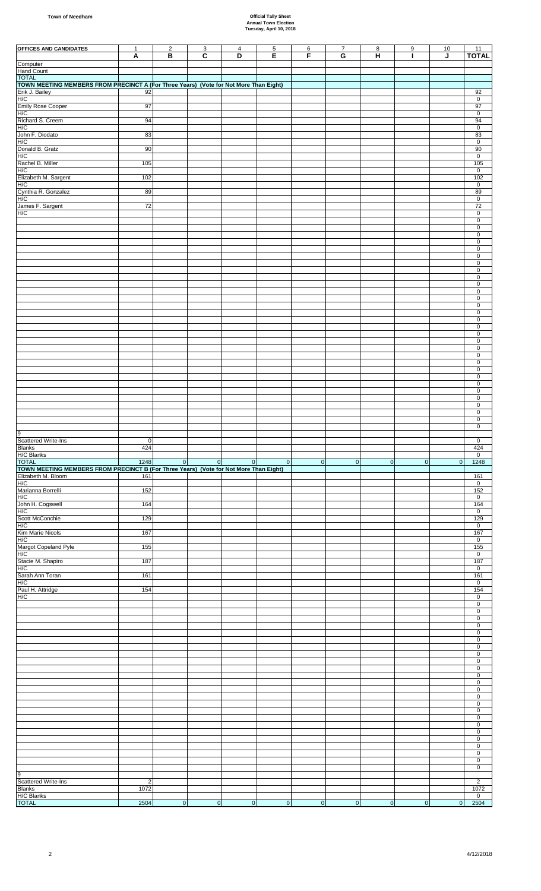**Town of Needham**

**Official Tally Sheet**
**Annual Town Election**
**Tuesday, April 10, 2018**

| OFFICES AND CANDIDATES | 1 A | 2 B | 3 C | 4 D | 5 E | 6 F | 7 G | 8 H | 9 I | 10 J | 11 TOTAL |
|---|---|---|---|---|---|---|---|---|---|---|---|
| Computer | | | | | | | | | | | |
| Hand Count | | | | | | | | | | | |
| TOTAL | | | | | | | | | | | |
| **TOWN MEETING MEMBERS FROM PRECINCT A (For Three Years) (Vote for Not More Than Eight)** | | | | | | | | | | | |
| Erik J. Bailey | 92 | | | | | | | | | | 92 |
| H/C | | | | | | | | | | | 0 |
| Emily Rose Cooper | 97 | | | | | | | | | | 97 |
| H/C | | | | | | | | | | | 0 |
| Richard S. Creem | 94 | | | | | | | | | | 94 |
| H/C | | | | | | | | | | | 0 |
| John F. Diodato | 83 | | | | | | | | | | 83 |
| H/C | | | | | | | | | | | 0 |
| Donald B. Gratz | 90 | | | | | | | | | | 90 |
| H/C | | | | | | | | | | | 0 |
| Rachel B. Miller | 105 | | | | | | | | | | 105 |
| H/C | | | | | | | | | | | 0 |
| Elizabeth M. Sargent | 102 | | | | | | | | | | 102 |
| H/C | | | | | | | | | | | 0 |
| Cynthia R. Gonzalez | 89 | | | | | | | | | | 89 |
| H/C | | | | | | | | | | | 0 |
| James F. Sargent | 72 | | | | | | | | | | 72 |
| H/C | | | | | | | | | | | 0 |
| 9 | | | | | | | | | | | |
| Scattered Write-Ins | 0 | | | | | | | | | | 0 |
| Blanks | 424 | | | | | | | | | | 424 |
| H/C Blanks | | | | | | | | | | | 0 |
| TOTAL | 1248 | 0 | 0 | 0 | 0 | 0 | 0 | 0 | 0 | 0 | 1248 |
| **TOWN MEETING MEMBERS FROM PRECINCT B (For Three Years) (Vote for Not More Than Eight)** | | | | | | | | | | | |
| Elizabeth M. Bloom | 161 | | | | | | | | | | 161 |
| H/C | | | | | | | | | | | 0 |
| Marianna Borrelli | 152 | | | | | | | | | | 152 |
| H/C | | | | | | | | | | | 0 |
| John H. Cogswell | 164 | | | | | | | | | | 164 |
| H/C | | | | | | | | | | | 0 |
| Scott McConchie | 129 | | | | | | | | | | 129 |
| H/C | | | | | | | | | | | 0 |
| Kim Marie Nicols | 167 | | | | | | | | | | 167 |
| H/C | | | | | | | | | | | 0 |
| Margot Copeland Pyle | 155 | | | | | | | | | | 155 |
| H/C | | | | | | | | | | | 0 |
| Stacie M. Shapiro | 187 | | | | | | | | | | 187 |
| H/C | | | | | | | | | | | 0 |
| Sarah Ann Toran | 161 | | | | | | | | | | 161 |
| H/C | | | | | | | | | | | 0 |
| Paul H. Attridge | 154 | | | | | | | | | | 154 |
| H/C | | | | | | | | | | | 0 |
| 9 | | | | | | | | | | | |
| Scattered Write-Ins | 2 | | | | | | | | | | 2 |
| Blanks | 1072 | | | | | | | | | | 1072 |
| H/C Blanks | | | | | | | | | | | 0 |
| TOTAL | 2504 | 0 | 0 | 0 | 0 | 0 | 0 | 0 | 0 | 0 | 2504 |

4/12/2018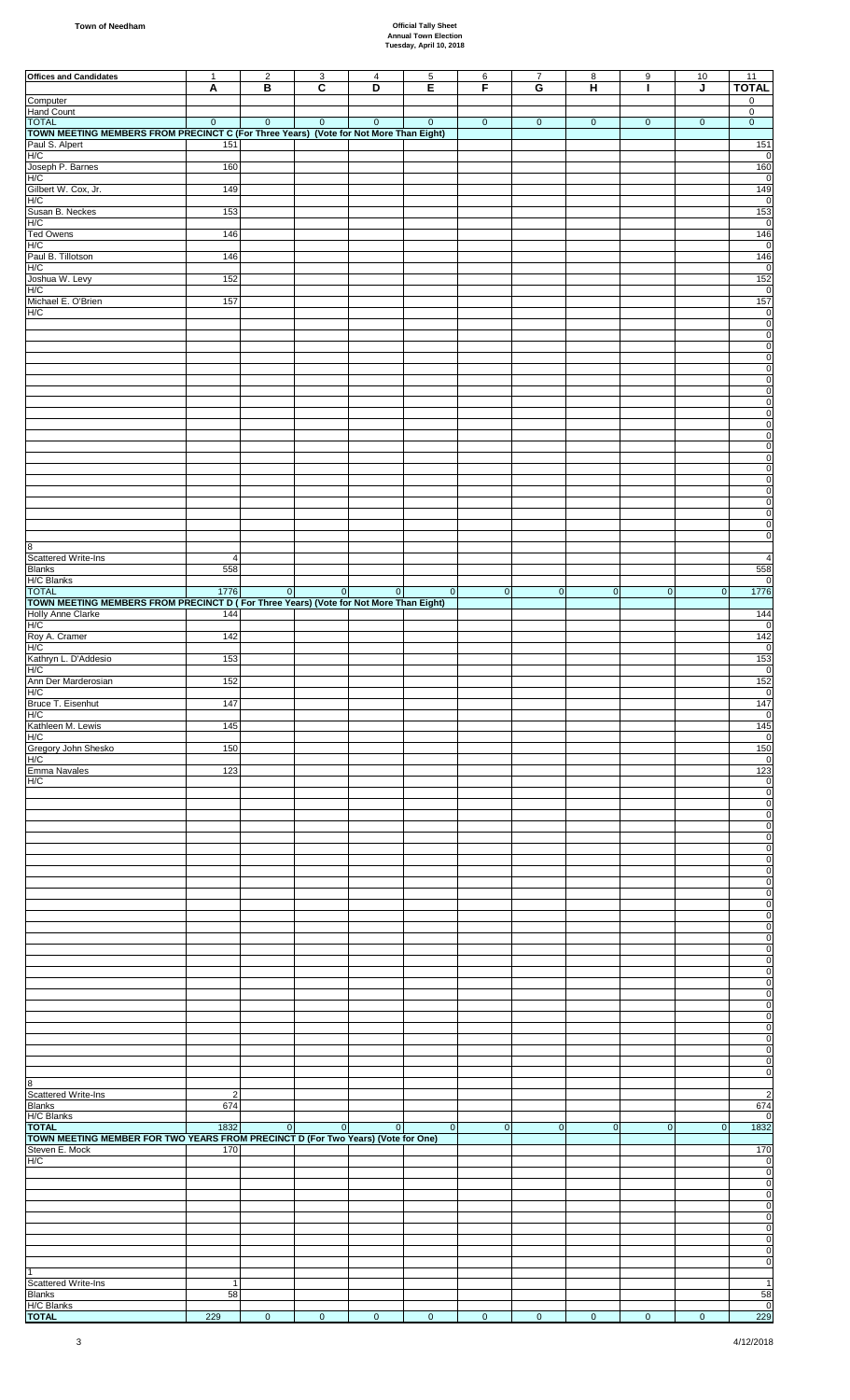**Town of Needham**

**Official Tally Sheet**
**Annual Town Election**
**Tuesday, April 10, 2018**

| Offices and Candidates | 1 A | 2 B | 3 C | 4 D | 5 E | 6 F | 7 G | 8 H | 9 I | 10 J | 11 TOTAL |
|---|---|---|---|---|---|---|---|---|---|---|---|
| Computer | | | | | | | | | | | 0 |
| Hand Count | | | | | | | | | | | 0 |
| TOTAL | 0 | 0 | 0 | 0 | 0 | 0 | 0 | 0 | 0 | 0 | 0 |
| **TOWN MEETING MEMBERS FROM PRECINCT C (For Three Years) (Vote for Not More Than Eight)** | | | | | | | | | | | |
| Paul S. Alpert | 151 | | | | | | | | | | 151 |
| H/C | | | | | | | | | | | 0 |
| Joseph P. Barnes | 160 | | | | | | | | | | 160 |
| H/C | | | | | | | | | | | 0 |
| Gilbert W. Cox, Jr. | 149 | | | | | | | | | | 149 |
| H/C | | | | | | | | | | | 0 |
| Susan B. Neckes | 153 | | | | | | | | | | 153 |
| H/C | | | | | | | | | | | 0 |
| Ted Owens | 146 | | | | | | | | | | 146 |
| H/C | | | | | | | | | | | 0 |
| Paul B. Tillotson | 146 | | | | | | | | | | 146 |
| H/C | | | | | | | | | | | 0 |
| Joshua W. Levy | 152 | | | | | | | | | | 152 |
| H/C | | | | | | | | | | | 0 |
| Michael E. O'Brien | 157 | | | | | | | | | | 157 |
| H/C | | | | | | | | | | | 0 |
| 8 | | | | | | | | | | | |
| Scattered Write-Ins | 4 | | | | | | | | | | 4 |
| Blanks | 558 | | | | | | | | | | 558 |
| H/C Blanks | | | | | | | | | | | 0 |
| TOTAL | 1776 | 0 | 0 | 0 | 0 | 0 | 0 | 0 | 0 | 0 | 1776 |
| **TOWN MEETING MEMBERS FROM PRECINCT D ( For Three Years) (Vote for Not More Than Eight)** | | | | | | | | | | | |
| Holly Anne Clarke | 144 | | | | | | | | | | 144 |
| H/C | | | | | | | | | | | 0 |
| Roy A. Cramer | 142 | | | | | | | | | | 142 |
| H/C | | | | | | | | | | | 0 |
| Kathryn L. D'Addesio | 153 | | | | | | | | | | 153 |
| H/C | | | | | | | | | | | 0 |
| Ann Der Marderosian | 152 | | | | | | | | | | 152 |
| H/C | | | | | | | | | | | 0 |
| Bruce T. Eisenhut | 147 | | | | | | | | | | 147 |
| H/C | | | | | | | | | | | 0 |
| Kathleen M. Lewis | 145 | | | | | | | | | | 145 |
| H/C | | | | | | | | | | | 0 |
| Gregory John Shesko | 150 | | | | | | | | | | 150 |
| H/C | | | | | | | | | | | 0 |
| Emma Navales | 123 | | | | | | | | | | 123 |
| H/C | | | | | | | | | | | 0 |
| 8 | | | | | | | | | | | |
| Scattered Write-Ins | 2 | | | | | | | | | | 2 |
| Blanks | 674 | | | | | | | | | | 674 |
| H/C Blanks | | | | | | | | | | | 0 |
| **TOTAL** | 1832 | 0 | 0 | 0 | 0 | 0 | 0 | 0 | 0 | 0 | 1832 |
| **TOWN MEETING MEMBER FOR TWO YEARS FROM PRECINCT D (For Two Years) (Vote for One)** | | | | | | | | | | | |
| Steven E. Mock | 170 | | | | | | | | | | 170 |
| H/C | | | | | | | | | | | 0 |
| 1 | | | | | | | | | | | |
| Scattered Write-Ins | 1 | | | | | | | | | | 1 |
| Blanks | 58 | | | | | | | | | | 58 |
| H/C Blanks | | | | | | | | | | | 0 |
| **TOTAL** | 229 | 0 | 0 | 0 | 0 | 0 | 0 | 0 | 0 | 0 | 229 |

4/12/2018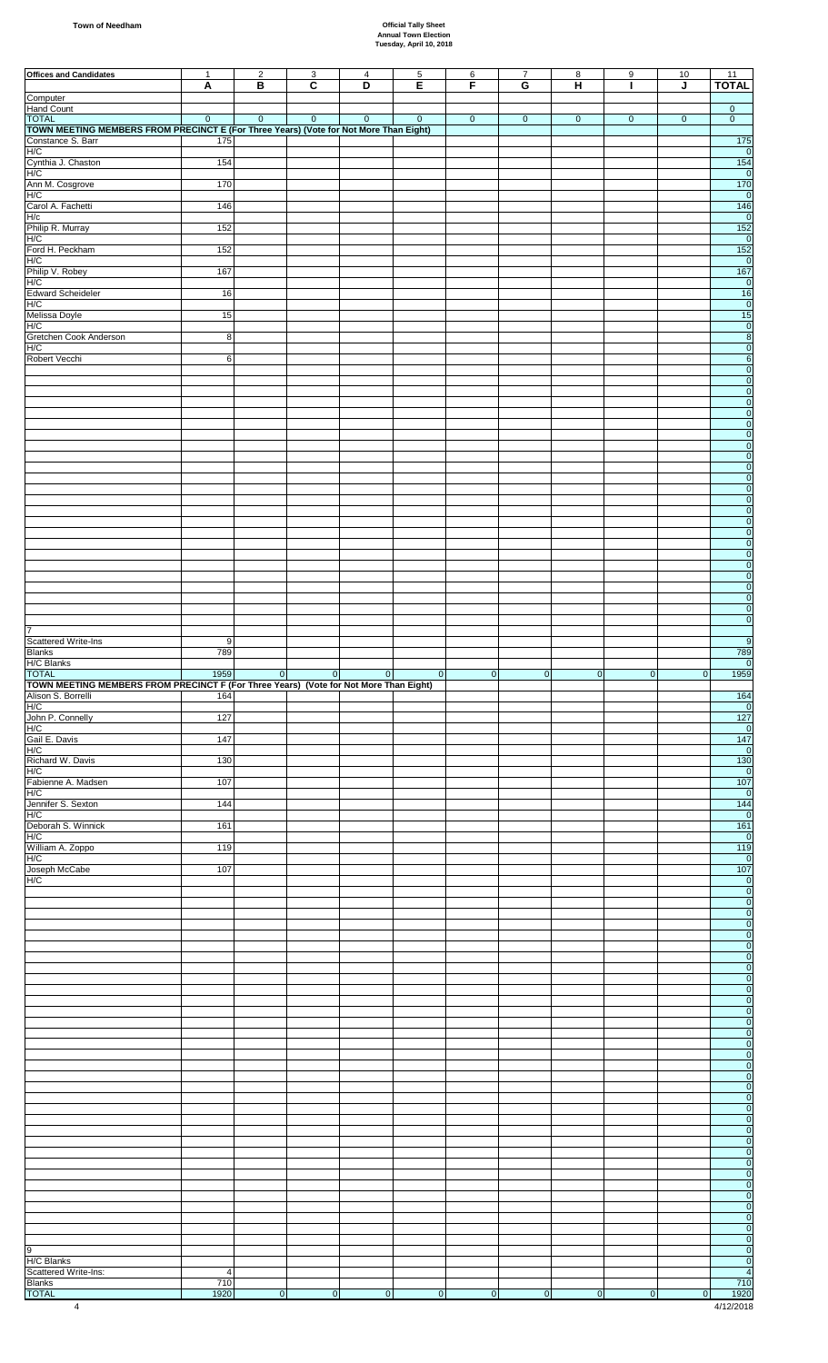**Town of Needham**

**Official Tally Sheet**
**Annual Town Election**
**Tuesday, April 10, 2018**

| Offices and Candidates | 1<br>A | 2<br>B | 3<br>C | 4<br>D | 5<br>E | 6<br>F | 7<br>G | 8<br>H | 9<br>I | 10<br>J | 11<br>TOTAL |
|---|---|---|---|---|---|---|---|---|---|---|---|
| Computer | | | | | | | | | | | |
| Hand Count | | | | | | | | | | | 0 |
| TOTAL | 0 | 0 | 0 | 0 | 0 | 0 | 0 | 0 | 0 | 0 | 0 |
| **TOWN MEETING MEMBERS FROM PRECINCT E (For Three Years) (Vote for Not More Than Eight)** | | | | | | | | | | | |
| Constance S. Barr | 175 | | | | | | | | | | 175 |
| H/C | | | | | | | | | | | 0 |
| Cynthia J. Chaston | 154 | | | | | | | | | | 154 |
| H/C | | | | | | | | | | | 0 |
| Ann M. Cosgrove | 170 | | | | | | | | | | 170 |
| H/C | | | | | | | | | | | 0 |
| Carol A. Fachetti | 146 | | | | | | | | | | 146 |
| H/c | | | | | | | | | | | 0 |
| Philip R. Murray | 152 | | | | | | | | | | 152 |
| H/C | | | | | | | | | | | 0 |
| Ford H. Peckham | 152 | | | | | | | | | | 152 |
| H/C | | | | | | | | | | | 0 |
| Philip V. Robey | 167 | | | | | | | | | | 167 |
| H/C | | | | | | | | | | | 0 |
| Edward Scheideler | 16 | | | | | | | | | | 16 |
| H/C | | | | | | | | | | | 0 |
| Melissa Doyle | 15 | | | | | | | | | | 15 |
| H/C | | | | | | | | | | | 0 |
| Gretchen Cook Anderson | 8 | | | | | | | | | | 8 |
| H/C | | | | | | | | | | | 0 |
| Robert Vecchi | 6 | | | | | | | | | | 6 |
| 7 | | | | | | | | | | | |
| Scattered Write-Ins | 9 | | | | | | | | | | 9 |
| Blanks | 789 | | | | | | | | | | 789 |
| H/C Blanks | | | | | | | | | | | 0 |
| TOTAL | 1959 | 0 | 0 | 0 | 0 | 0 | 0 | 0 | 0 | 0 | 1959 |
| **TOWN MEETING MEMBERS FROM PRECINCT F (For Three Years) (Vote for Not More Than Eight)** | | | | | | | | | | | |
| Alison S. Borrelli | 164 | | | | | | | | | | 164 |
| H/C | | | | | | | | | | | 0 |
| John P. Connelly | 127 | | | | | | | | | | 127 |
| H/C | | | | | | | | | | | 0 |
| Gail E. Davis | 147 | | | | | | | | | | 147 |
| H/C | | | | | | | | | | | 0 |
| Richard W. Davis | 130 | | | | | | | | | | 130 |
| H/C | | | | | | | | | | | 0 |
| Fabienne A. Madsen | 107 | | | | | | | | | | 107 |
| H/C | | | | | | | | | | | 0 |
| Jennifer S. Sexton | 144 | | | | | | | | | | 144 |
| H/C | | | | | | | | | | | 0 |
| Deborah S. Winnick | 161 | | | | | | | | | | 161 |
| H/C | | | | | | | | | | | 0 |
| William A. Zoppo | 119 | | | | | | | | | | 119 |
| H/C | | | | | | | | | | | 0 |
| Joseph McCabe | 107 | | | | | | | | | | 107 |
| H/C | | | | | | | | | | | 0 |
| 9 | | | | | | | | | | | 0 |
| H/C Blanks | | | | | | | | | | | 0 |
| Scattered Write-Ins: | 4 | | | | | | | | | | 4 |
| Blanks | 710 | | | | | | | | | | 710 |
| TOTAL | 1920 | 0 | 0 | 0 | 0 | 0 | 0 | 0 | 0 | 0 | 1920 |

4/12/2018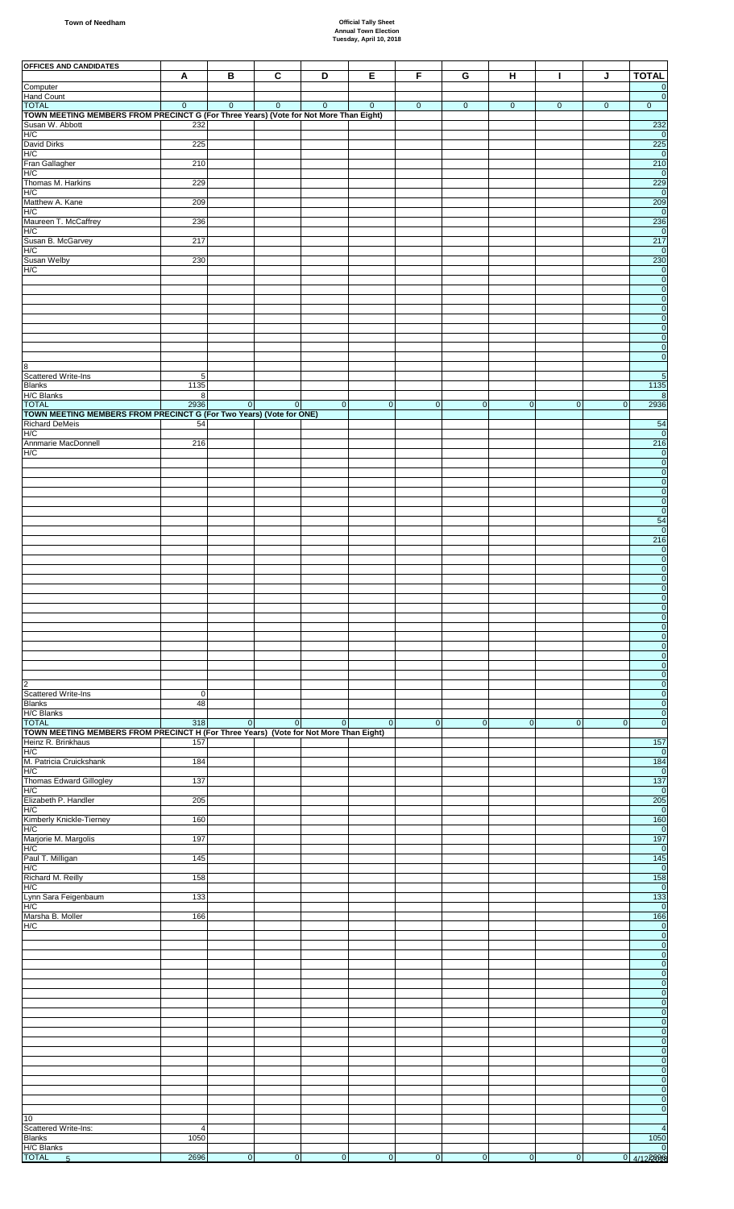**Town of Needham**

**Official Tally Sheet**
**Annual Town Election**
**Tuesday, April 10, 2018**

| OFFICES AND CANDIDATES | A | B | C | D | E | F | G | H | I | J | TOTAL |
|---|---|---|---|---|---|---|---|---|---|---|---|
| Computer | | | | | | | | | | | 0 |
| Hand Count | | | | | | | | | | | 0 |
| TOTAL | 0 | 0 | 0 | 0 | 0 | 0 | 0 | 0 | 0 | 0 | 0 |
| **TOWN MEETING MEMBERS FROM PRECINCT G (For Three Years) (Vote for Not More Than Eight)** | | | | | | | | | | | |
| Susan W. Abbott | 232 | | | | | | | | | | 232 |
| H/C | | | | | | | | | | | 0 |
| David Dirks | 225 | | | | | | | | | | 225 |
| H/C | | | | | | | | | | | 0 |
| Fran Gallagher | 210 | | | | | | | | | | 210 |
| H/C | | | | | | | | | | | 0 |
| Thomas M. Harkins | 229 | | | | | | | | | | 229 |
| H/C | | | | | | | | | | | 0 |
| Matthew A. Kane | 209 | | | | | | | | | | 209 |
| H/C | | | | | | | | | | | 0 |
| Maureen T. McCaffrey | 236 | | | | | | | | | | 236 |
| H/C | | | | | | | | | | | 0 |
| Susan B. McGarvey | 217 | | | | | | | | | | 217 |
| H/C | | | | | | | | | | | 0 |
| Susan Welby | 230 | | | | | | | | | | 230 |
| H/C | | | | | | | | | | | 0 |
| | | | | | | | | | | | 0 |
| | | | | | | | | | | | 0 |
| | | | | | | | | | | | 0 |
| | | | | | | | | | | | 0 |
| | | | | | | | | | | | 0 |
| | | | | | | | | | | | 0 |
| | | | | | | | | | | | 0 |
| | | | | | | | | | | | 0 |
| | | | | | | | | | | | 0 |
| 8 | | | | | | | | | | | |
| Scattered Write-Ins | 5 | | | | | | | | | | 5 |
| Blanks | 1135 | | | | | | | | | | 1135 |
| H/C Blanks | 8 | | | | | | | | | | 8 |
| TOTAL | 2936 | 0 | 0 | 0 | 0 | 0 | 0 | 0 | 0 | 0 | 2936 |
| **TOWN MEETING MEMBERS FROM PRECINCT G (For Two Years) (Vote for ONE)** | | | | | | | | | | | |
| Richard DeMeis | 54 | | | | | | | | | | 54 |
| H/C | | | | | | | | | | | 0 |
| Annmarie MacDonnell | 216 | | | | | | | | | | 216 |
| H/C | | | | | | | | | | | 0 |
| | | | | | | | | | | | 0 |
| | | | | | | | | | | | 0 |
| | | | | | | | | | | | 0 |
| | | | | | | | | | | | 0 |
| | | | | | | | | | | | 0 |
| | | | | | | | | | | | 0 |
| | | | | | | | | | | | 54 |
| | | | | | | | | | | | 0 |
| | | | | | | | | | | | 216 |
| | | | | | | | | | | | 0 |
| | | | | | | | | | | | 0 |
| | | | | | | | | | | | 0 |
| | | | | | | | | | | | 0 |
| | | | | | | | | | | | 0 |
| | | | | | | | | | | | 0 |
| | | | | | | | | | | | 0 |
| | | | | | | | | | | | 0 |
| | | | | | | | | | | | 0 |
| | | | | | | | | | | | 0 |
| | | | | | | | | | | | 0 |
| | | | | | | | | | | | 0 |
| | | | | | | | | | | | 0 |
| 2 | | | | | | | | | | | 0 |
| Scattered Write-Ins | 0 | | | | | | | | | | 0 |
| Blanks | 48 | | | | | | | | | | 0 |
| H/C Blanks | | | | | | | | | | | 0 |
| TOTAL | 318 | 0 | 0 | 0 | 0 | 0 | 0 | 0 | 0 | 0 | 0 |
| **TOWN MEETING MEMBERS FROM PRECINCT H (For Three Years) (Vote for Not More Than Eight)** | | | | | | | | | | | |
| Heinz R. Brinkhaus | 157 | | | | | | | | | | 157 |
| H/C | | | | | | | | | | | 0 |
| M. Patricia Cruickshank | 184 | | | | | | | | | | 184 |
| H/C | | | | | | | | | | | 0 |
| Thomas Edward Gillogley | 137 | | | | | | | | | | 137 |
| H/C | | | | | | | | | | | 0 |
| Elizabeth P. Handler | 205 | | | | | | | | | | 205 |
| H/C | | | | | | | | | | | 0 |
| Kimberly Knickle-Tierney | 160 | | | | | | | | | | 160 |
| H/C | | | | | | | | | | | 0 |
| Marjorie M. Margolis | 197 | | | | | | | | | | 197 |
| H/C | | | | | | | | | | | 0 |
| Paul T. Milligan | 145 | | | | | | | | | | 145 |
| H/C | | | | | | | | | | | 0 |
| Richard M. Reilly | 158 | | | | | | | | | | 158 |
| H/C | | | | | | | | | | | 0 |
| Lynn Sara Feigenbaum | 133 | | | | | | | | | | 133 |
| H/C | | | | | | | | | | | 0 |
| Marsha B. Moller | 166 | | | | | | | | | | 166 |
| H/C | | | | | | | | | | | 0 |
| | | | | | | | | | | | 0 |
| | | | | | | | | | | | 0 |
| | | | | | | | | | | | 0 |
| | | | | | | | | | | | 0 |
| | | | | | | | | | | | 0 |
| | | | | | | | | | | | 0 |
| | | | | | | | | | | | 0 |
| | | | | | | | | | | | 0 |
| | | | | | | | | | | | 0 |
| | | | | | | | | | | | 0 |
| | | | | | | | | | | | 0 |
| | | | | | | | | | | | 0 |
| | | | | | | | | | | | 0 |
| | | | | | | | | | | | 0 |
| | | | | | | | | | | | 0 |
| | | | | | | | | | | | 0 |
| | | | | | | | | | | | 0 |
| | | | | | | | | | | | 0 |
| 10 | | | | | | | | | | | |
| Scattered Write-Ins: | 4 | | | | | | | | | | 4 |
| Blanks | 1050 | | | | | | | | | | 1050 |
| H/C Blanks | | | | | | | | | | | 0 |
| TOTAL | 2696 | 0 | 0 | 0 | 0 | 0 | 0 | 0 | 0 | 0 | 2696 |

4/12/2018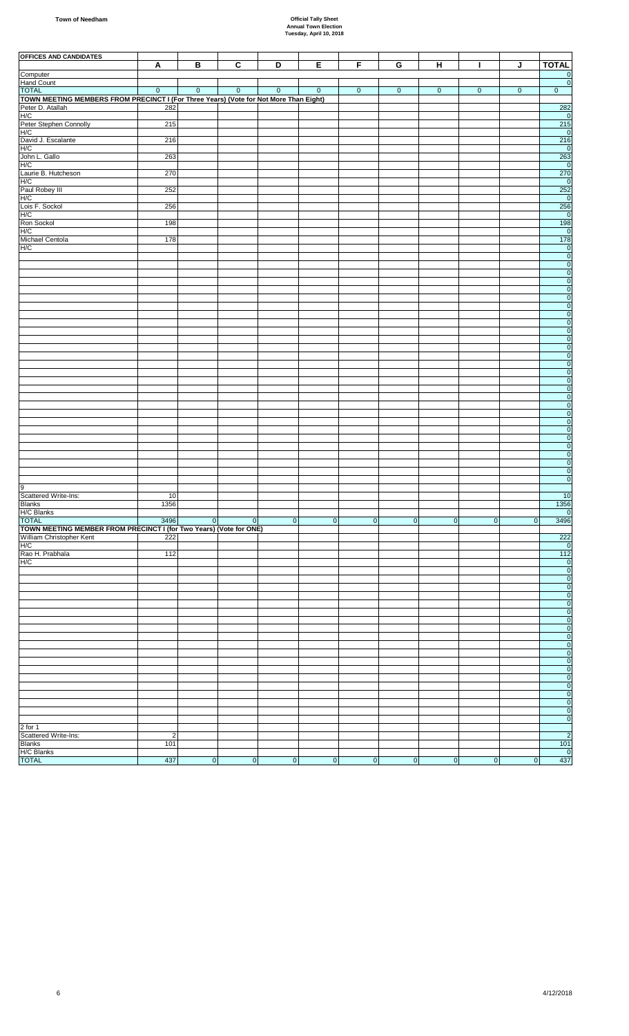**Town of Needham**

**Official Tally Sheet**
**Annual Town Election**
**Tuesday, April 10, 2018**

| OFFICES AND CANDIDATES | A | B | C | D | E | F | G | H | I | J | TOTAL |
|---|---|---|---|---|---|---|---|---|---|---|---|
| Computer | | | | | | | | | | | 0 |
| Hand Count | | | | | | | | | | | 0 |
| TOTAL | 0 | 0 | 0 | 0 | 0 | 0 | 0 | 0 | 0 | 0 | 0 |
| **TOWN MEETING MEMBERS FROM PRECINCT I (For Three Years) (Vote for Not More Than Eight)** | | | | | | | | | | | |
| Peter D. Atallah | 282 | | | | | | | | | | 282 |
| H/C | | | | | | | | | | | 0 |
| Peter Stephen Connolly | 215 | | | | | | | | | | 215 |
| H/C | | | | | | | | | | | 0 |
| David J. Escalante | 216 | | | | | | | | | | 216 |
| H/C | | | | | | | | | | | 0 |
| John L. Gallo | 263 | | | | | | | | | | 263 |
| H/C | | | | | | | | | | | 0 |
| Laurie B. Hutcheson | 270 | | | | | | | | | | 270 |
| H/C | | | | | | | | | | | 0 |
| Paul Robey III | 252 | | | | | | | | | | 252 |
| H/C | | | | | | | | | | | 0 |
| Lois F. Sockol | 256 | | | | | | | | | | 256 |
| H/C | | | | | | | | | | | 0 |
| Ron Sockol | 198 | | | | | | | | | | 198 |
| H/C | | | | | | | | | | | 0 |
| Michael Centola | 178 | | | | | | | | | | 178 |
| H/C | | | | | | | | | | | 0 |
| 9 | | | | | | | | | | | |
| Scattered Write-Ins: | 10 | | | | | | | | | | 10 |
| Blanks | 1356 | | | | | | | | | | 1356 |
| H/C Blanks | | | | | | | | | | | 0 |
| TOTAL | 3496 | 0 | 0 | 0 | 0 | 0 | 0 | 0 | 0 | 0 | 3496 |
| **TOWN MEETING MEMBER FROM PRECINCT I (for Two Years) (Vote for ONE)** | | | | | | | | | | | |
| William Christopher Kent | 222 | | | | | | | | | | 222 |
| H/C | | | | | | | | | | | 0 |
| Rao H. Prabhala | 112 | | | | | | | | | | 112 |
| H/C | | | | | | | | | | | 0 |
| 2 for 1 | | | | | | | | | | | |
| Scattered Write-Ins: | 2 | | | | | | | | | | 2 |
| Blanks | 101 | | | | | | | | | | 101 |
| H/C Blanks | | | | | | | | | | | 0 |
| TOTAL | 437 | 0 | 0 | 0 | 0 | 0 | 0 | 0 | 0 | 0 | 437 |

4/12/2018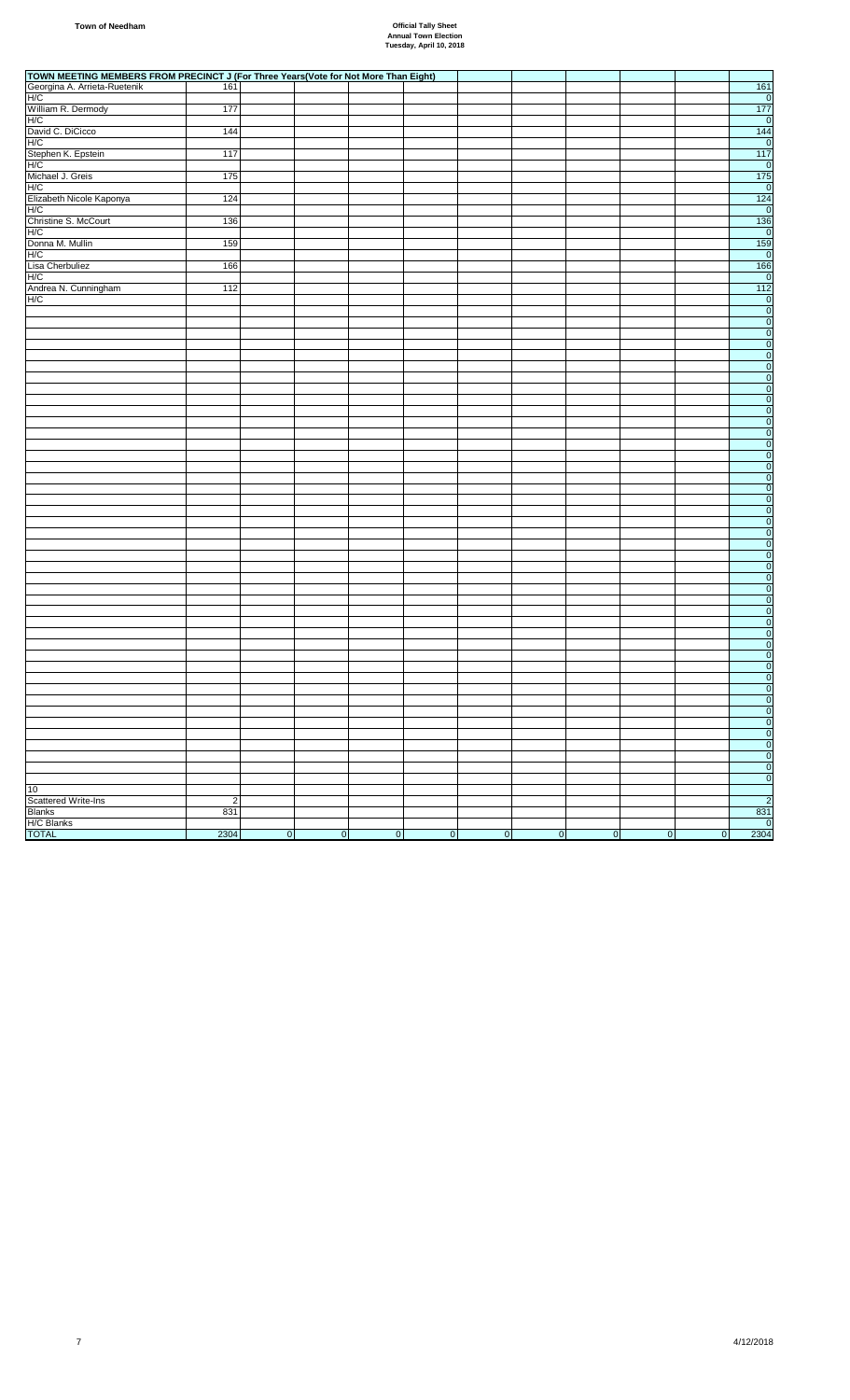Town of Needham

**Official Tally Sheet**
**Annual Town Election**
**Tuesday, April 10, 2018**

| TOWN MEETING MEMBERS FROM PRECINCT J (For Three Years(Vote for Not More Than Eight) | | | | | | | | | | | |
|---|---|---|---|---|---|---|---|---|---|---|---|
| Georgina A. Arrieta-Ruetenik | 161 | | | | | | | | | | 161 |
| H/C | | | | | | | | | | | 0 |
| William R. Dermody | 177 | | | | | | | | | | 177 |
| H/C | | | | | | | | | | | 0 |
| David C. DiCicco | 144 | | | | | | | | | | 144 |
| H/C | | | | | | | | | | | 0 |
| Stephen K. Epstein | 117 | | | | | | | | | | 117 |
| H/C | | | | | | | | | | | 0 |
| Michael J. Greis | 175 | | | | | | | | | | 175 |
| H/C | | | | | | | | | | | 0 |
| Elizabeth Nicole Kaponya | 124 | | | | | | | | | | 124 |
| H/C | | | | | | | | | | | 0 |
| Christine S. McCourt | 136 | | | | | | | | | | 136 |
| H/C | | | | | | | | | | | 0 |
| Donna M. Mullin | 159 | | | | | | | | | | 159 |
| H/C | | | | | | | | | | | 0 |
| Lisa Cherbuliez | 166 | | | | | | | | | | 166 |
| H/C | | | | | | | | | | | 0 |
| Andrea N. Cunningham | 112 | | | | | | | | | | 112 |
| H/C | | | | | | | | | | | 0 |
| | | | | | | | | | | | 0 |
| | | | | | | | | | | | 0 |
| | | | | | | | | | | | 0 |
| | | | | | | | | | | | 0 |
| | | | | | | | | | | | 0 |
| | | | | | | | | | | | 0 |
| | | | | | | | | | | | 0 |
| | | | | | | | | | | | 0 |
| | | | | | | | | | | | 0 |
| | | | | | | | | | | | 0 |
| | | | | | | | | | | | 0 |
| | | | | | | | | | | | 0 |
| | | | | | | | | | | | 0 |
| | | | | | | | | | | | 0 |
| | | | | | | | | | | | 0 |
| | | | | | | | | | | | 0 |
| | | | | | | | | | | | 0 |
| | | | | | | | | | | | 0 |
| | | | | | | | | | | | 0 |
| | | | | | | | | | | | 0 |
| | | | | | | | | | | | 0 |
| | | | | | | | | | | | 0 |
| | | | | | | | | | | | 0 |
| | | | | | | | | | | | 0 |
| | | | | | | | | | | | 0 |
| | | | | | | | | | | | 0 |
| | | | | | | | | | | | 0 |
| | | | | | | | | | | | 0 |
| | | | | | | | | | | | 0 |
| | | | | | | | | | | | 0 |
| | | | | | | | | | | | 0 |
| | | | | | | | | | | | 0 |
| | | | | | | | | | | | 0 |
| | | | | | | | | | | | 0 |
| | | | | | | | | | | | 0 |
| | | | | | | | | | | | 0 |
| | | | | | | | | | | | 0 |
| | | | | | | | | | | | 0 |
| | | | | | | | | | | | 0 |
| | | | | | | | | | | | 0 |
| 10 | | | | | | | | | | | |
| Scattered Write-Ins | 2 | | | | | | | | | | 2 |
| Blanks | 831 | | | | | | | | | | 831 |
| H/C Blanks | | | | | | | | | | | 0 |
| TOTAL | 2304 | 0 | 0 | 0 | 0 | 0 | 0 | 0 | 0 | 0 | 2304 |

4/12/2018